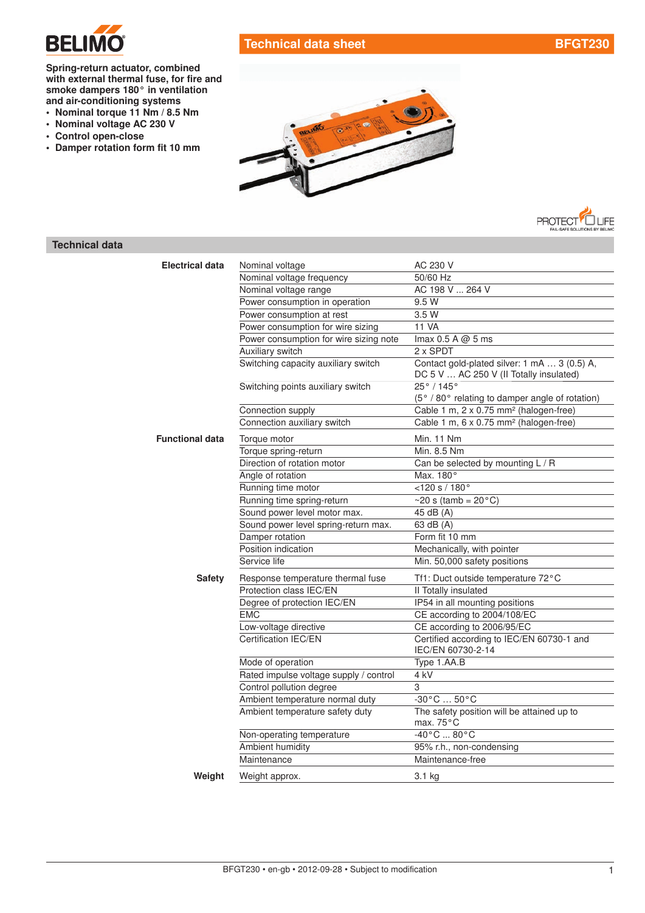# Technical data sheet BFGT230

**Spring-return actuator, combined with external thermal fuse, for fire and smoke dampers 180° in ventilation and air-conditioning systems**

- **Nominal torque 11 Nm / 8.5 Nm**
- **Nominal voltage AC 230 V**
- **Control open-close**
- **Damper rotation form fit 10 mm**

## Technical data

| | | |
|---|---|---|
| **Electrical data** | Nominal voltage | AC 230 V |
| | Nominal voltage frequency | 50/60 Hz |
| | Nominal voltage range | AC 198 V ... 264 V |
| | Power consumption in operation | 9.5 W |
| | Power consumption at rest | 3.5 W |
| | Power consumption for wire sizing | 11 VA |
| | Power consumption for wire sizing note | Imax 0.5 A @ 5 ms |
| | Auxiliary switch | 2 x SPDT |
| | Switching capacity auxiliary switch | Contact gold-plated silver: 1 mA … 3 (0.5) A, DC 5 V … AC 250 V (II Totally insulated) |
| | Switching points auxiliary switch | 25° / 145° (5° / 80° relating to damper angle of rotation) |
| | Connection supply | Cable 1 m, 2 x 0.75 mm² (halogen-free) |
| | Connection auxiliary switch | Cable 1 m, 6 x 0.75 mm² (halogen-free) |
| **Functional data** | Torque motor | Min. 11 Nm |
| | Torque spring-return | Min. 8.5 Nm |
| | Direction of rotation motor | Can be selected by mounting L / R |
| | Angle of rotation | Max. 180° |
| | Running time motor | <120 s / 180° |
| | Running time spring-return | ~20 s (tamb = 20°C) |
| | Sound power level motor max. | 45 dB (A) |
| | Sound power level spring-return max. | 63 dB (A) |
| | Damper rotation | Form fit 10 mm |
| | Position indication | Mechanically, with pointer |
| | Service life | Min. 50,000 safety positions |
| **Safety** | Response temperature thermal fuse | Tf1: Duct outside temperature 72°C |
| | Protection class IEC/EN | II Totally insulated |
| | Degree of protection IEC/EN | IP54 in all mounting positions |
| | EMC | CE according to 2004/108/EC |
| | Low-voltage directive | CE according to 2006/95/EC |
| | Certification IEC/EN | Certified according to IEC/EN 60730-1 and IEC/EN 60730-2-14 |
| | Mode of operation | Type 1.AA.B |
| | Rated impulse voltage supply / control | 4 kV |
| | Control pollution degree | 3 |
| | Ambient temperature normal duty | -30°C … 50°C |
| | Ambient temperature safety duty | The safety position will be attained up to max. 75°C |
| | Non-operating temperature | -40°C ... 80°C |
| | Ambient humidity | 95% r.h., non-condensing |
| | Maintenance | Maintenance-free |
| **Weight** | Weight approx. | 3.1 kg |

BFGT230 • en-gb • 2012-09-28 • Subject to modification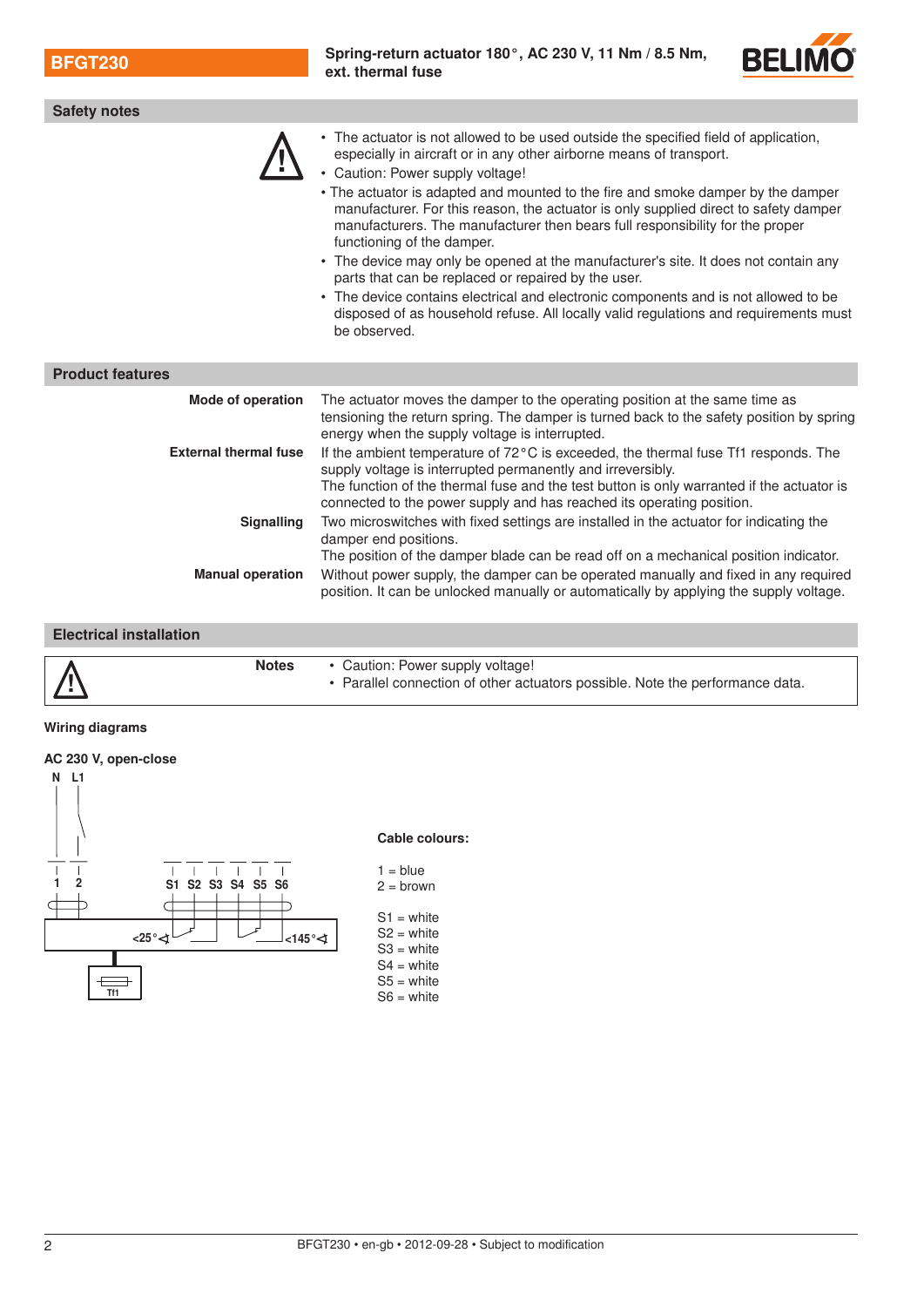## Safety notes

- The actuator is not allowed to be used outside the specified field of application, especially in aircraft or in any other airborne means of transport.
- Caution: Power supply voltage!
- The actuator is adapted and mounted to the fire and smoke damper by the damper manufacturer. For this reason, the actuator is only supplied direct to safety damper manufacturers. The manufacturer then bears full responsibility for the proper functioning of the damper.
- The device may only be opened at the manufacturer's site. It does not contain any parts that can be replaced or repaired by the user.
- The device contains electrical and electronic components and is not allowed to be disposed of as household refuse. All locally valid regulations and requirements must be observed.

## Product features

**Mode of operation**
The actuator moves the damper to the operating position at the same time as tensioning the return spring. The damper is turned back to the safety position by spring energy when the supply voltage is interrupted.

**External thermal fuse**
If the ambient temperature of 72°C is exceeded, the thermal fuse Tf1 responds. The supply voltage is interrupted permanently and irreversibly.
The function of the thermal fuse and the test button is only warranted if the actuator is connected to the power supply and has reached its operating position.

**Signalling**
Two microswitches with fixed settings are installed in the actuator for indicating the damper end positions.
The position of the damper blade can be read off on a mechanical position indicator.

**Manual operation**
Without power supply, the damper can be operated manually and fixed in any required position. It can be unlocked manually or automatically by applying the supply voltage.

## Electrical installation

**Notes**

- Caution: Power supply voltage!
- Parallel connection of other actuators possible. Note the performance data.

### Wiring diagrams

**AC 230 V, open-close**

N L1

1 2 S1 S2 S3 S4 S5 S6

<25° <145°

Tf1

**Cable colours:**

1 = blue
2 = brown

S1 = white
S2 = white
S3 = white
S4 = white
S5 = white
S6 = white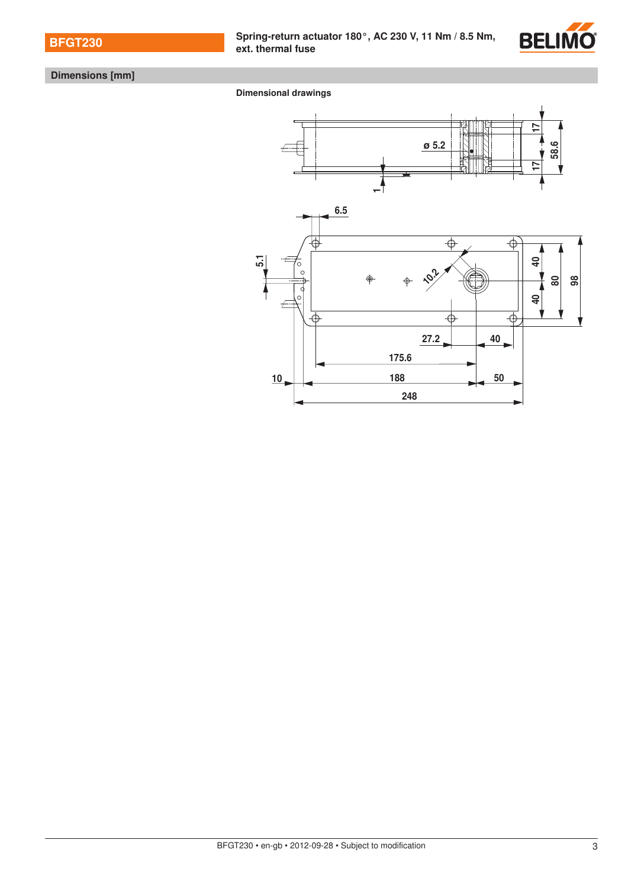## Dimensions [mm]

**Dimensional drawings**

ø 5.2

17

58.6

17

1

6.5

5.1

10.2

40

80

98

40

27.2

40

175.6

10

188

50

248